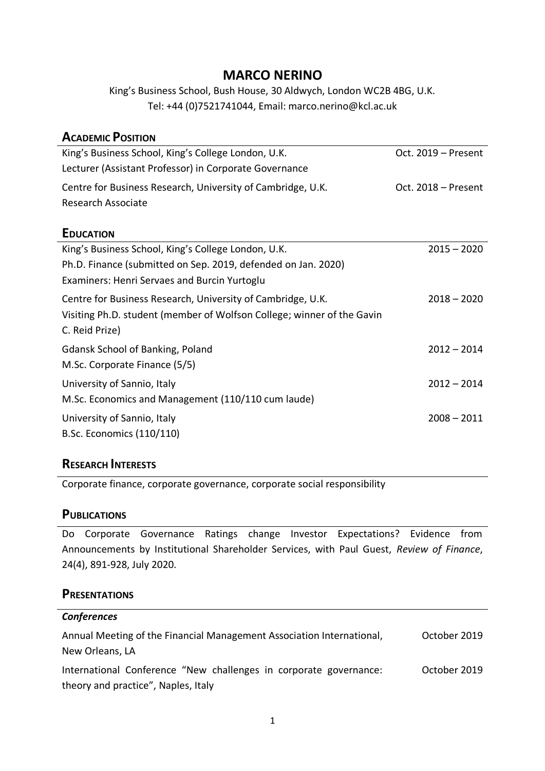# MARCO NERINO

King's Business School, Bush House, 30 Aldwych, London WC2B 4BG, U.K.
Tel: +44 (0)7521741044, Email: marco.nerino@kcl.ac.uk

## Academic Position

King's Business School, King's College London, U.K. — Oct. 2019 – Present
Lecturer (Assistant Professor) in Corporate Governance

Centre for Business Research, University of Cambridge, U.K. — Oct. 2018 – Present
Research Associate

## Education

King's Business School, King's College London, U.K. — 2015 – 2020
Ph.D. Finance (submitted on Sep. 2019, defended on Jan. 2020)
Examiners: Henri Servaes and Burcin Yurtoglu

Centre for Business Research, University of Cambridge, U.K. — 2018 – 2020
Visiting Ph.D. student (member of Wolfson College; winner of the Gavin C. Reid Prize)

Gdansk School of Banking, Poland — 2012 – 2014
M.Sc. Corporate Finance (5/5)

University of Sannio, Italy — 2012 – 2014
M.Sc. Economics and Management (110/110 cum laude)

University of Sannio, Italy — 2008 – 2011
B.Sc. Economics (110/110)

## Research Interests

Corporate finance, corporate governance, corporate social responsibility

## Publications

Do Corporate Governance Ratings change Investor Expectations? Evidence from Announcements by Institutional Shareholder Services, with Paul Guest, *Review of Finance*, 24(4), 891-928, July 2020.

## Presentations

### *Conferences*

Annual Meeting of the Financial Management Association International, New Orleans, LA — October 2019

International Conference "New challenges in corporate governance: theory and practice", Naples, Italy — October 2019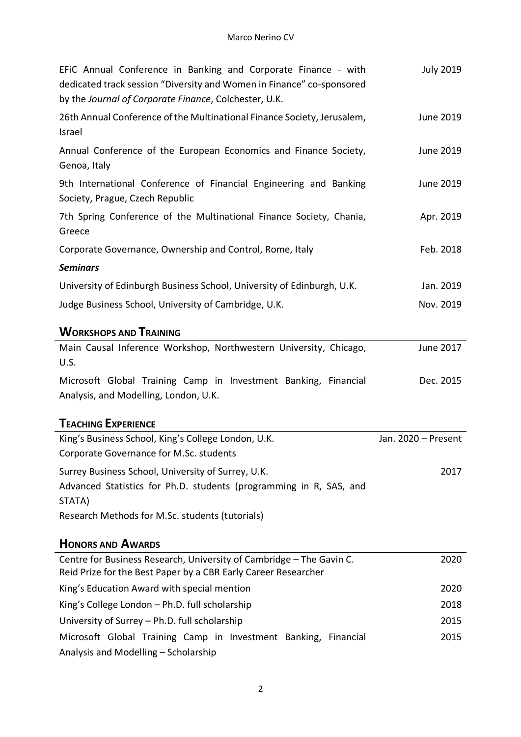EFiC Annual Conference in Banking and Corporate Finance - with dedicated track session "Diversity and Women in Finance" co-sponsored by the *Journal of Corporate Finance*, Colchester, U.K. — July 2019

26th Annual Conference of the Multinational Finance Society, Jerusalem, Israel — June 2019

Annual Conference of the European Economics and Finance Society, Genoa, Italy — June 2019

9th International Conference of Financial Engineering and Banking Society, Prague, Czech Republic — June 2019

7th Spring Conference of the Multinational Finance Society, Chania, Greece — Apr. 2019

Corporate Governance, Ownership and Control, Rome, Italy — Feb. 2018

***Seminars***

University of Edinburgh Business School, University of Edinburgh, U.K. — Jan. 2019

Judge Business School, University of Cambridge, U.K. — Nov. 2019

## Workshops and Training

Main Causal Inference Workshop, Northwestern University, Chicago, U.S. — June 2017

Microsoft Global Training Camp in Investment Banking, Financial Analysis, and Modelling, London, U.K. — Dec. 2015

## Teaching Experience

King's Business School, King's College London, U.K. — Jan. 2020 – Present
Corporate Governance for M.Sc. students

Surrey Business School, University of Surrey, U.K. — 2017
Advanced Statistics for Ph.D. students (programming in R, SAS, and STATA)
Research Methods for M.Sc. students (tutorials)

## Honors and Awards

Centre for Business Research, University of Cambridge – The Gavin C. Reid Prize for the Best Paper by a CBR Early Career Researcher — 2020

King's Education Award with special mention — 2020

King's College London – Ph.D. full scholarship — 2018

University of Surrey – Ph.D. full scholarship — 2015

Microsoft Global Training Camp in Investment Banking, Financial Analysis and Modelling – Scholarship — 2015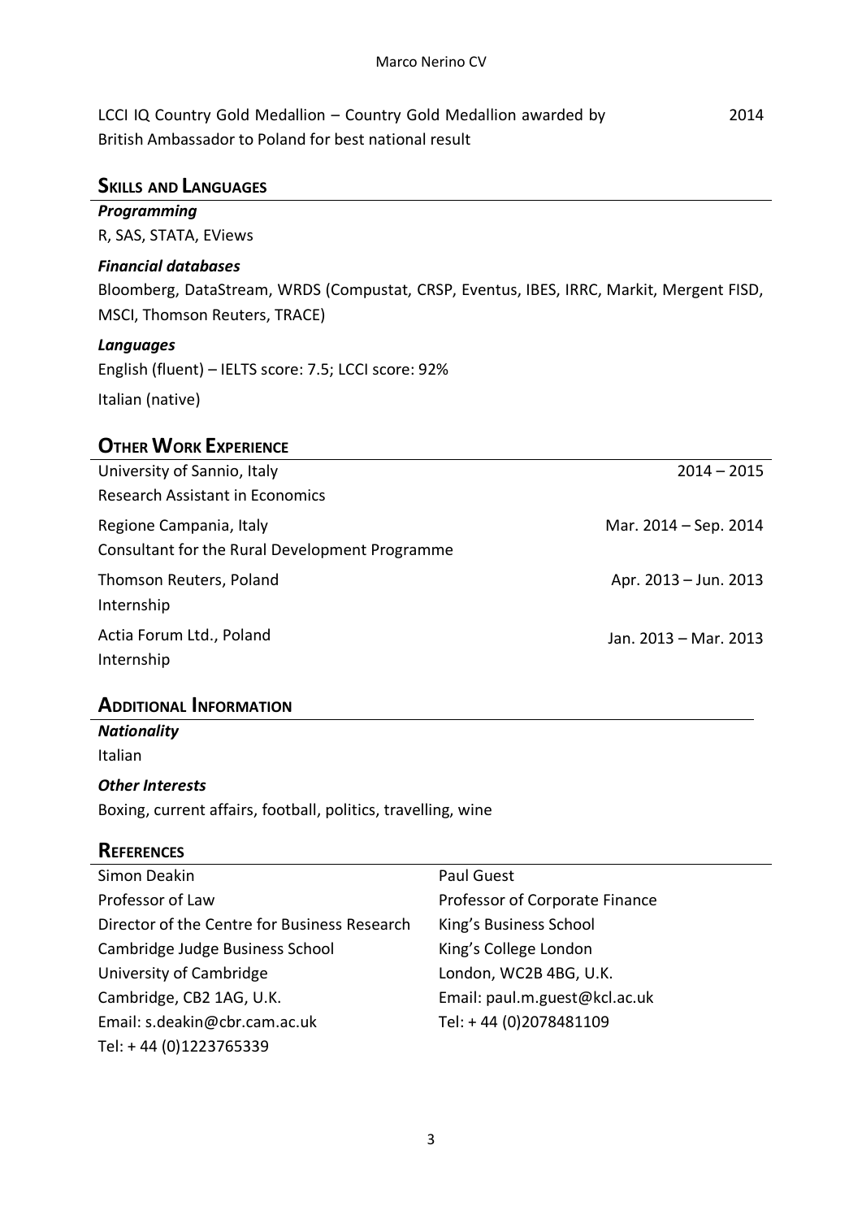LCCI IQ Country Gold Medallion – Country Gold Medallion awarded by British Ambassador to Poland for best national result — 2014

## Skills and Languages

***Programming***

R, SAS, STATA, EViews

***Financial databases***

Bloomberg, DataStream, WRDS (Compustat, CRSP, Eventus, IBES, IRRC, Markit, Mergent FISD, MSCI, Thomson Reuters, TRACE)

***Languages***

English (fluent) – IELTS score: 7.5; LCCI score: 92%

Italian (native)

## Other Work Experience

University of Sannio, Italy — 2014 – 2015
Research Assistant in Economics

Regione Campania, Italy — Mar. 2014 – Sep. 2014
Consultant for the Rural Development Programme

Thomson Reuters, Poland — Apr. 2013 – Jun. 2013
Internship

Actia Forum Ltd., Poland — Jan. 2013 – Mar. 2013
Internship

## Additional Information

***Nationality***

Italian

***Other Interests***

Boxing, current affairs, football, politics, travelling, wine

## References

Simon Deakin
Professor of Law
Director of the Centre for Business Research
Cambridge Judge Business School
University of Cambridge
Cambridge, CB2 1AG, U.K.
Email: s.deakin@cbr.cam.ac.uk
Tel: + 44 (0)1223765339

Paul Guest
Professor of Corporate Finance
King's Business School
King's College London
London, WC2B 4BG, U.K.
Email: paul.m.guest@kcl.ac.uk
Tel: + 44 (0)2078481109